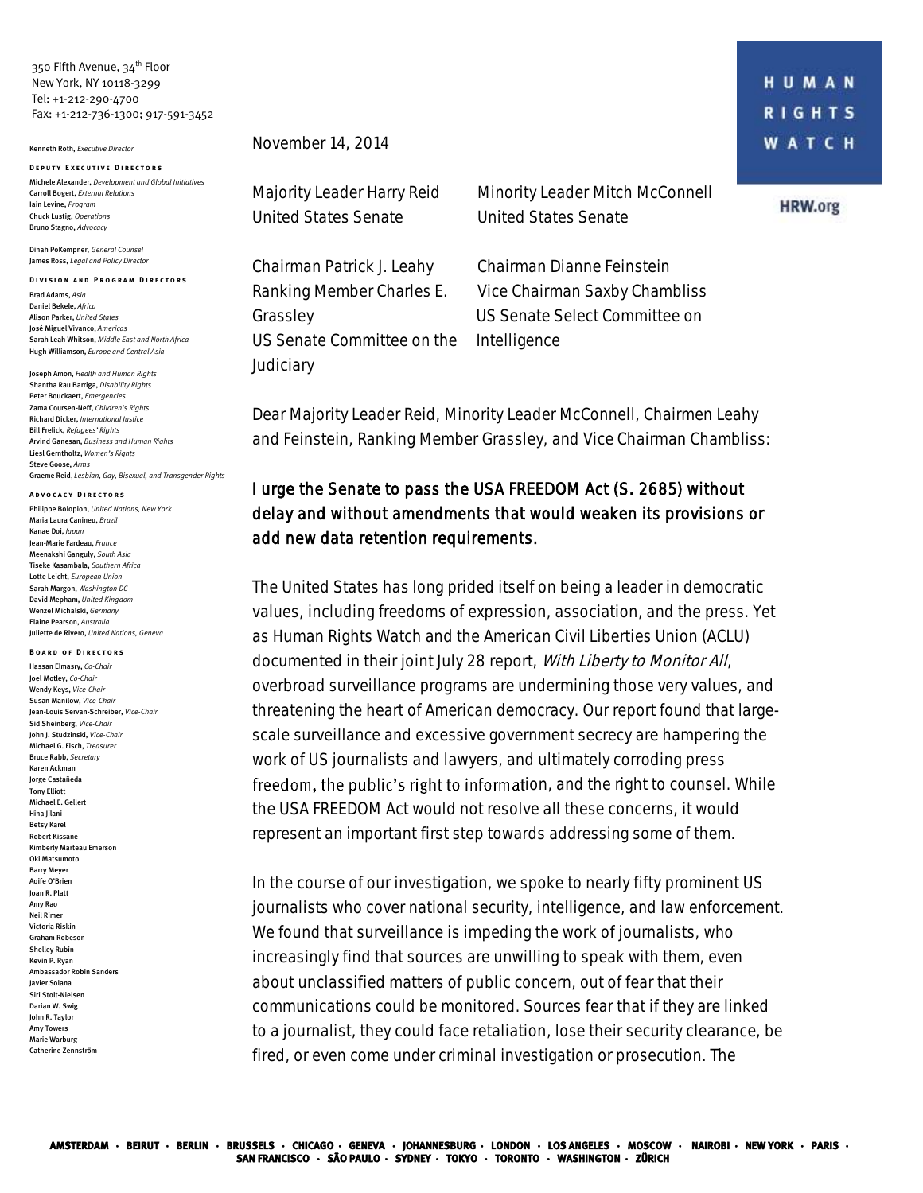350 Fifth Avenue, 34th Floor
New York, NY 10118-3299
Tel: +1-212-290-4700
Fax: +1-212-736-1300; 917-591-3452

**HUMAN RIGHTS WATCH**

**HRW.org**

Kenneth Roth, *Executive Director*

**DEPUTY EXECUTIVE DIRECTORS**

Michele Alexander, *Development and Global Initiatives*
Carroll Bogert, *External Relations*
Iain Levine, *Program*
Chuck Lustig, *Operations*
Bruno Stagno, *Advocacy*

Dinah PoKempner, *General Counsel*
James Ross, *Legal and Policy Director*

**DIVISION AND PROGRAM DIRECTORS**

Brad Adams, *Asia*
Daniel Bekele, *Africa*
Alison Parker, *United States*
José Miguel Vivanco, *Americas*
Sarah Leah Whitson, *Middle East and North Africa*
Hugh Williamson, *Europe and Central Asia*

Joseph Amon, *Health and Human Rights*
Shantha Rau Barriga, *Disability Rights*
Peter Bouckaert, *Emergencies*
Zama Coursen-Neff, *Children's Rights*
Richard Dicker, *International Justice*
Bill Frelick, *Refugees' Rights*
Arvind Ganesan, *Business and Human Rights*
Liesl Gerntholtz, *Women's Rights*
Steve Goose, *Arms*
Graeme Reid, *Lesbian, Gay, Bisexual, and Transgender Rights*

**ADVOCACY DIRECTORS**

Philippe Bolopion, *United Nations, New York*
Maria Laura Canineu, *Brazil*
Kanae Doi, *Japan*
Jean-Marie Fardeau, *France*
Meenakshi Ganguly, *South Asia*
Tiseke Kasambala, *Southern Africa*
Lotte Leicht, *European Union*
Sarah Margon, *Washington DC*
David Mepham, *United Kingdom*
Wenzel Michalski, *Germany*
Elaine Pearson, *Australia*
Juliette de Rivero, *United Nations, Geneva*

**BOARD OF DIRECTORS**

Hassan Elmasry, *Co-Chair*
Joel Motley, *Co-Chair*
Wendy Keys, *Vice-Chair*
Susan Manilow, *Vice-Chair*
Jean-Louis Servan-Schreiber, *Vice-Chair*
Sid Sheinberg, *Vice-Chair*
John J. Studzinski, *Vice-Chair*
Michael G. Fisch, *Treasurer*
Bruce Rabb, *Secretary*
Karen Ackman
Jorge Castañeda
Tony Elliott
Michael E. Gellert
Hina Jilani
Betsy Karel
Robert Kissane
Kimberly Marteau Emerson
Oki Matsumoto
Barry Meyer
Aoife O'Brien
Joan R. Platt
Amy Rao
Neil Rimer
Victoria Riskin
Graham Robeson
Shelley Rubin
Kevin P. Ryan
Ambassador Robin Sanders
Javier Solana
Siri Stolt-Nielsen
Darian W. Swig
John R. Taylor
Amy Towers
Marie Warburg
Catherine Zennström

November 14, 2014

Majority Leader Harry Reid
United States Senate

Minority Leader Mitch McConnell
United States Senate

Chairman Patrick J. Leahy
Ranking Member Charles E. Grassley
US Senate Committee on the Judiciary

Chairman Dianne Feinstein
Vice Chairman Saxby Chambliss
US Senate Select Committee on Intelligence

Dear Majority Leader Reid, Minority Leader McConnell, Chairmen Leahy and Feinstein, Ranking Member Grassley, and Vice Chairman Chambliss:

I urge the Senate to pass the USA FREEDOM Act (S. 2685) without delay and without amendments that would weaken its provisions or add new data retention requirements.

The United States has long prided itself on being a leader in democratic values, including freedoms of expression, association, and the press. Yet as Human Rights Watch and the American Civil Liberties Union (ACLU) documented in their joint July 28 report, *With Liberty to Monitor All*, overbroad surveillance programs are undermining those very values, and threatening the heart of American democracy. Our report found that large-scale surveillance and excessive government secrecy are hampering the work of US journalists and lawyers, and ultimately corroding press freedom, the public's right to information, and the right to counsel. While the USA FREEDOM Act would not resolve all these concerns, it would represent an important first step towards addressing some of them.

In the course of our investigation, we spoke to nearly fifty prominent US journalists who cover national security, intelligence, and law enforcement. We found that surveillance is impeding the work of journalists, who increasingly find that sources are unwilling to speak with them, even about unclassified matters of public concern, out of fear that their communications could be monitored. Sources fear that if they are linked to a journalist, they could face retaliation, lose their security clearance, be fired, or even come under criminal investigation or prosecution. The

AMSTERDAM · BEIRUT · BERLIN · BRUSSELS · CHICAGO · GENEVA · JOHANNESBURG · LONDON · LOS ANGELES · MOSCOW · NAIROBI · NEW YORK · PARIS · SAN FRANCISCO · SÃO PAULO · SYDNEY · TOKYO · TORONTO · WASHINGTON · ZÜRICH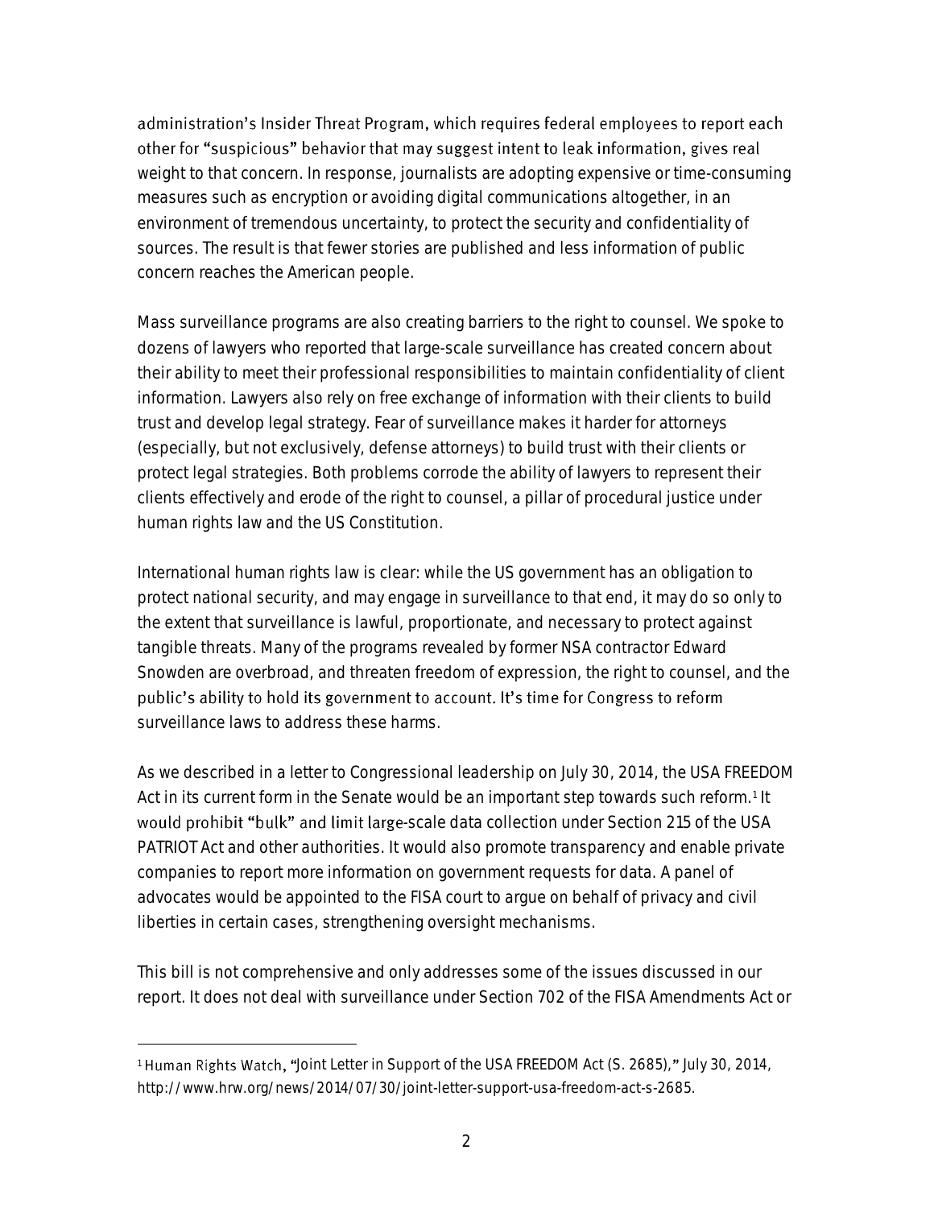administration's Insider Threat Program, which requires federal employees to report each other for "suspicious" behavior that may suggest intent to leak information, gives real weight to that concern. In response, journalists are adopting expensive or time-consuming measures such as encryption or avoiding digital communications altogether, in an environment of tremendous uncertainty, to protect the security and confidentiality of sources. The result is that fewer stories are published and less information of public concern reaches the American people.

Mass surveillance programs are also creating barriers to the right to counsel. We spoke to dozens of lawyers who reported that large-scale surveillance has created concern about their ability to meet their professional responsibilities to maintain confidentiality of client information. Lawyers also rely on free exchange of information with their clients to build trust and develop legal strategy. Fear of surveillance makes it harder for attorneys (especially, but not exclusively, defense attorneys) to build trust with their clients or protect legal strategies. Both problems corrode the ability of lawyers to represent their clients effectively and erode of the right to counsel, a pillar of procedural justice under human rights law and the US Constitution.

International human rights law is clear: while the US government has an obligation to protect national security, and may engage in surveillance to that end, it may do so only to the extent that surveillance is lawful, proportionate, and necessary to protect against tangible threats. Many of the programs revealed by former NSA contractor Edward Snowden are overbroad, and threaten freedom of expression, the right to counsel, and the public's ability to hold its government to account. It's time for Congress to reform surveillance laws to address these harms.

As we described in a letter to Congressional leadership on July 30, 2014, the USA FREEDOM Act in its current form in the Senate would be an important step towards such reform.[1] It would prohibit "bulk" and limit large-scale data collection under Section 215 of the USA PATRIOT Act and other authorities. It would also promote transparency and enable private companies to report more information on government requests for data. A panel of advocates would be appointed to the FISA court to argue on behalf of privacy and civil liberties in certain cases, strengthening oversight mechanisms.

This bill is not comprehensive and only addresses some of the issues discussed in our report. It does not deal with surveillance under Section 702 of the FISA Amendments Act or

---

[1] Human Rights Watch, "Joint Letter in Support of the USA FREEDOM Act (S. 2685)," July 30, 2014, http://www.hrw.org/news/2014/07/30/joint-letter-support-usa-freedom-act-s-2685.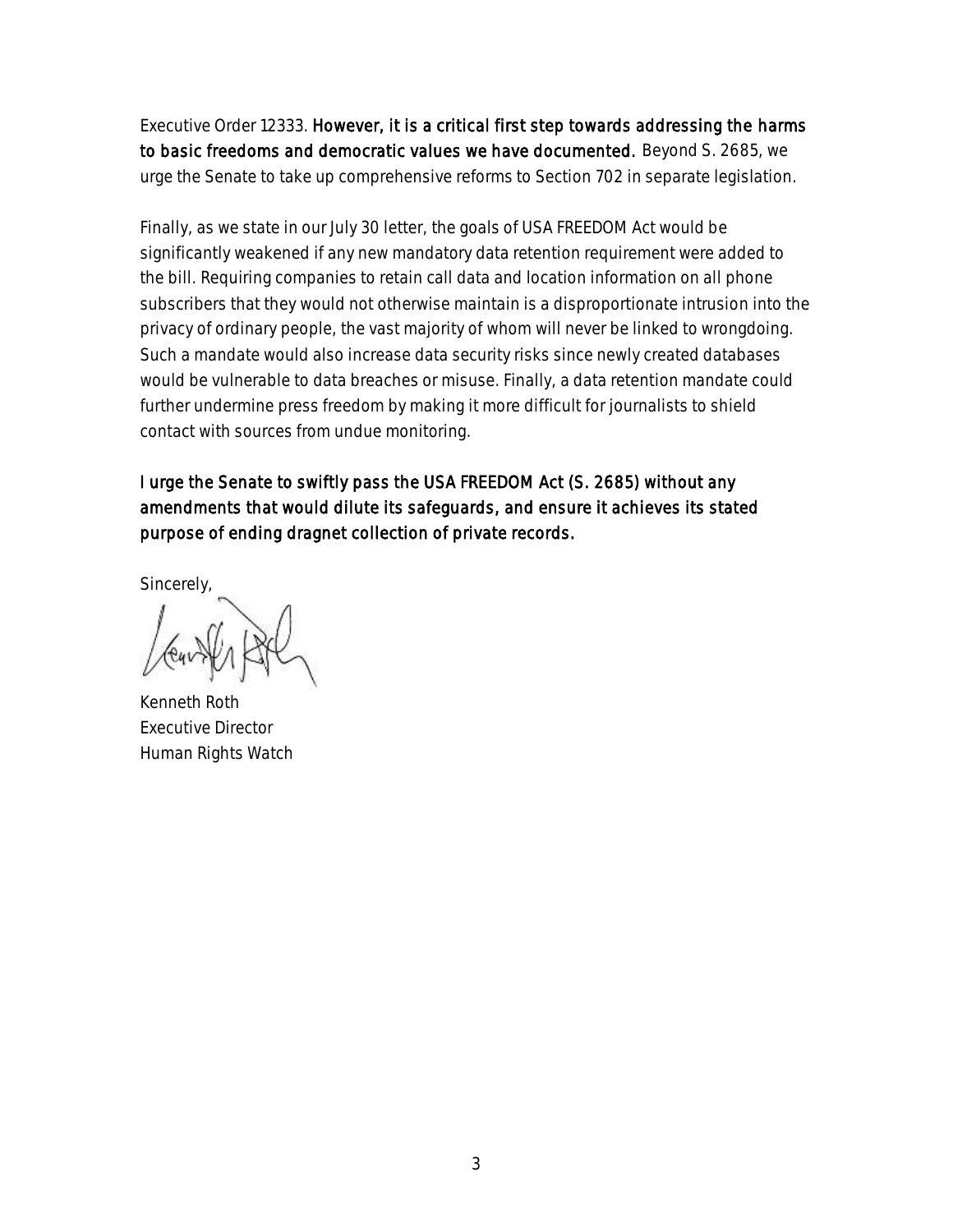Executive Order 12333. **However, it is a critical first step towards addressing the harms to basic freedoms and democratic values we have documented.** Beyond S. 2685, we urge the Senate to take up comprehensive reforms to Section 702 in separate legislation.

Finally, as we state in our July 30 letter, the goals of USA FREEDOM Act would be significantly weakened if any new mandatory data retention requirement were added to the bill. Requiring companies to retain call data and location information on all phone subscribers that they would not otherwise maintain is a disproportionate intrusion into the privacy of ordinary people, the vast majority of whom will never be linked to wrongdoing. Such a mandate would also increase data security risks since newly created databases would be vulnerable to data breaches or misuse. Finally, a data retention mandate could further undermine press freedom by making it more difficult for journalists to shield contact with sources from undue monitoring.

**I urge the Senate to swiftly pass the USA FREEDOM Act (S. 2685) without any amendments that would dilute its safeguards, and ensure it achieves its stated purpose of ending dragnet collection of private records.**

Sincerely,

Kenneth Roth
Executive Director
Human Rights Watch